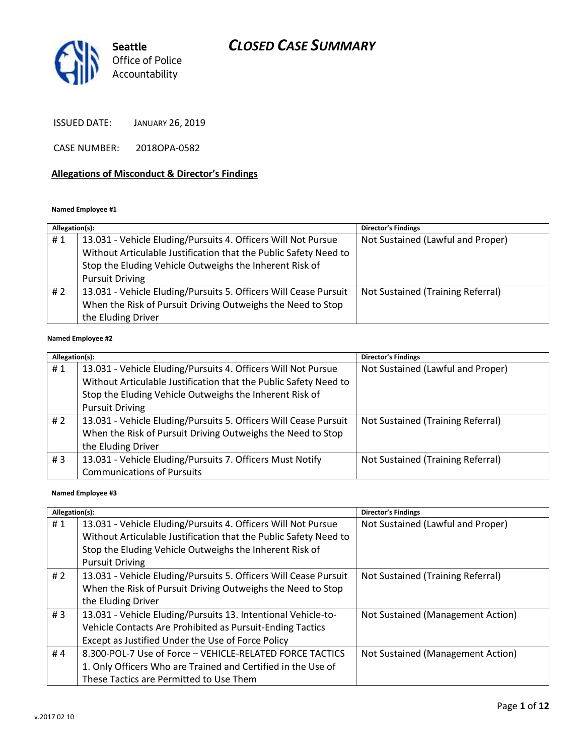Seattle Office of Police Accountability

# CLOSED CASE SUMMARY

ISSUED DATE: JANUARY 26, 2019

CASE NUMBER: 2018OPA-0582

## Allegations of Misconduct & Director's Findings

**Named Employee #1**

| Allegation(s): | | Director's Findings |
|---|---|---|
| # 1 | 13.031 - Vehicle Eluding/Pursuits 4. Officers Will Not Pursue Without Articulable Justification that the Public Safety Need to Stop the Eluding Vehicle Outweighs the Inherent Risk of Pursuit Driving | Not Sustained (Lawful and Proper) |
| # 2 | 13.031 - Vehicle Eluding/Pursuits 5. Officers Will Cease Pursuit When the Risk of Pursuit Driving Outweighs the Need to Stop the Eluding Driver | Not Sustained (Training Referral) |

**Named Employee #2**

| Allegation(s): | | Director's Findings |
|---|---|---|
| # 1 | 13.031 - Vehicle Eluding/Pursuits 4. Officers Will Not Pursue Without Articulable Justification that the Public Safety Need to Stop the Eluding Vehicle Outweighs the Inherent Risk of Pursuit Driving | Not Sustained (Lawful and Proper) |
| # 2 | 13.031 - Vehicle Eluding/Pursuits 5. Officers Will Cease Pursuit When the Risk of Pursuit Driving Outweighs the Need to Stop the Eluding Driver | Not Sustained (Training Referral) |
| # 3 | 13.031 - Vehicle Eluding/Pursuits 7. Officers Must Notify Communications of Pursuits | Not Sustained (Training Referral) |

**Named Employee #3**

| Allegation(s): | | Director's Findings |
|---|---|---|
| # 1 | 13.031 - Vehicle Eluding/Pursuits 4. Officers Will Not Pursue Without Articulable Justification that the Public Safety Need to Stop the Eluding Vehicle Outweighs the Inherent Risk of Pursuit Driving | Not Sustained (Lawful and Proper) |
| # 2 | 13.031 - Vehicle Eluding/Pursuits 5. Officers Will Cease Pursuit When the Risk of Pursuit Driving Outweighs the Need to Stop the Eluding Driver | Not Sustained (Training Referral) |
| # 3 | 13.031 - Vehicle Eluding/Pursuits 13. Intentional Vehicle-to-Vehicle Contacts Are Prohibited as Pursuit-Ending Tactics Except as Justified Under the Use of Force Policy | Not Sustained (Management Action) |
| # 4 | 8.300-POL-7 Use of Force – VEHICLE-RELATED FORCE TACTICS 1. Only Officers Who are Trained and Certified in the Use of These Tactics are Permitted to Use Them | Not Sustained (Management Action) |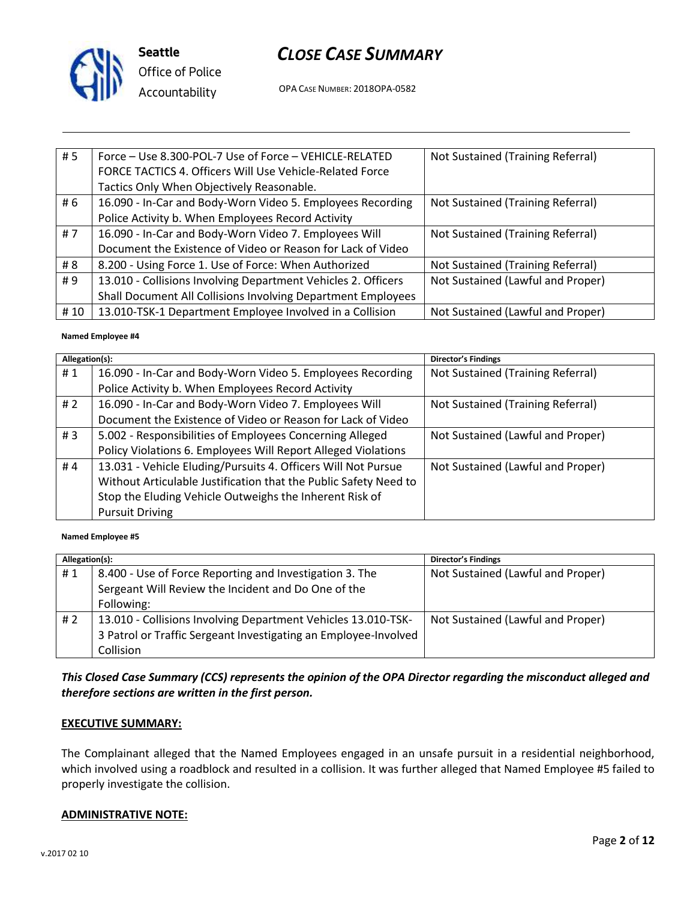| # 5 | Force – Use 8.300-POL-7 Use of Force – VEHICLE-RELATED FORCE TACTICS 4. Officers Will Use Vehicle-Related Force Tactics Only When Objectively Reasonable. | Not Sustained (Training Referral) |
|---|---|---|
| # 6 | 16.090 - In-Car and Body-Worn Video 5. Employees Recording Police Activity b. When Employees Record Activity | Not Sustained (Training Referral) |
| # 7 | 16.090 - In-Car and Body-Worn Video 7. Employees Will Document the Existence of Video or Reason for Lack of Video | Not Sustained (Training Referral) |
| # 8 | 8.200 - Using Force 1. Use of Force: When Authorized | Not Sustained (Training Referral) |
| # 9 | 13.010 - Collisions Involving Department Vehicles 2. Officers Shall Document All Collisions Involving Department Employees | Not Sustained (Lawful and Proper) |
| # 10 | 13.010-TSK-1 Department Employee Involved in a Collision | Not Sustained (Lawful and Proper) |

**Named Employee #4**

| Allegation(s): | | Director's Findings |
|---|---|---|
| # 1 | 16.090 - In-Car and Body-Worn Video 5. Employees Recording Police Activity b. When Employees Record Activity | Not Sustained (Training Referral) |
| # 2 | 16.090 - In-Car and Body-Worn Video 7. Employees Will Document the Existence of Video or Reason for Lack of Video | Not Sustained (Training Referral) |
| # 3 | 5.002 - Responsibilities of Employees Concerning Alleged Policy Violations 6. Employees Will Report Alleged Violations | Not Sustained (Lawful and Proper) |
| # 4 | 13.031 - Vehicle Eluding/Pursuits 4. Officers Will Not Pursue Without Articulable Justification that the Public Safety Need to Stop the Eluding Vehicle Outweighs the Inherent Risk of Pursuit Driving | Not Sustained (Lawful and Proper) |

**Named Employee #5**

| Allegation(s): | | Director's Findings |
|---|---|---|
| # 1 | 8.400 - Use of Force Reporting and Investigation 3. The Sergeant Will Review the Incident and Do One of the Following: | Not Sustained (Lawful and Proper) |
| # 2 | 13.010 - Collisions Involving Department Vehicles 13.010-TSK-3 Patrol or Traffic Sergeant Investigating an Employee-Involved Collision | Not Sustained (Lawful and Proper) |

***This Closed Case Summary (CCS) represents the opinion of the OPA Director regarding the misconduct alleged and therefore sections are written in the first person.***

**EXECUTIVE SUMMARY:**

The Complainant alleged that the Named Employees engaged in an unsafe pursuit in a residential neighborhood, which involved using a roadblock and resulted in a collision. It was further alleged that Named Employee #5 failed to properly investigate the collision.

**ADMINISTRATIVE NOTE:**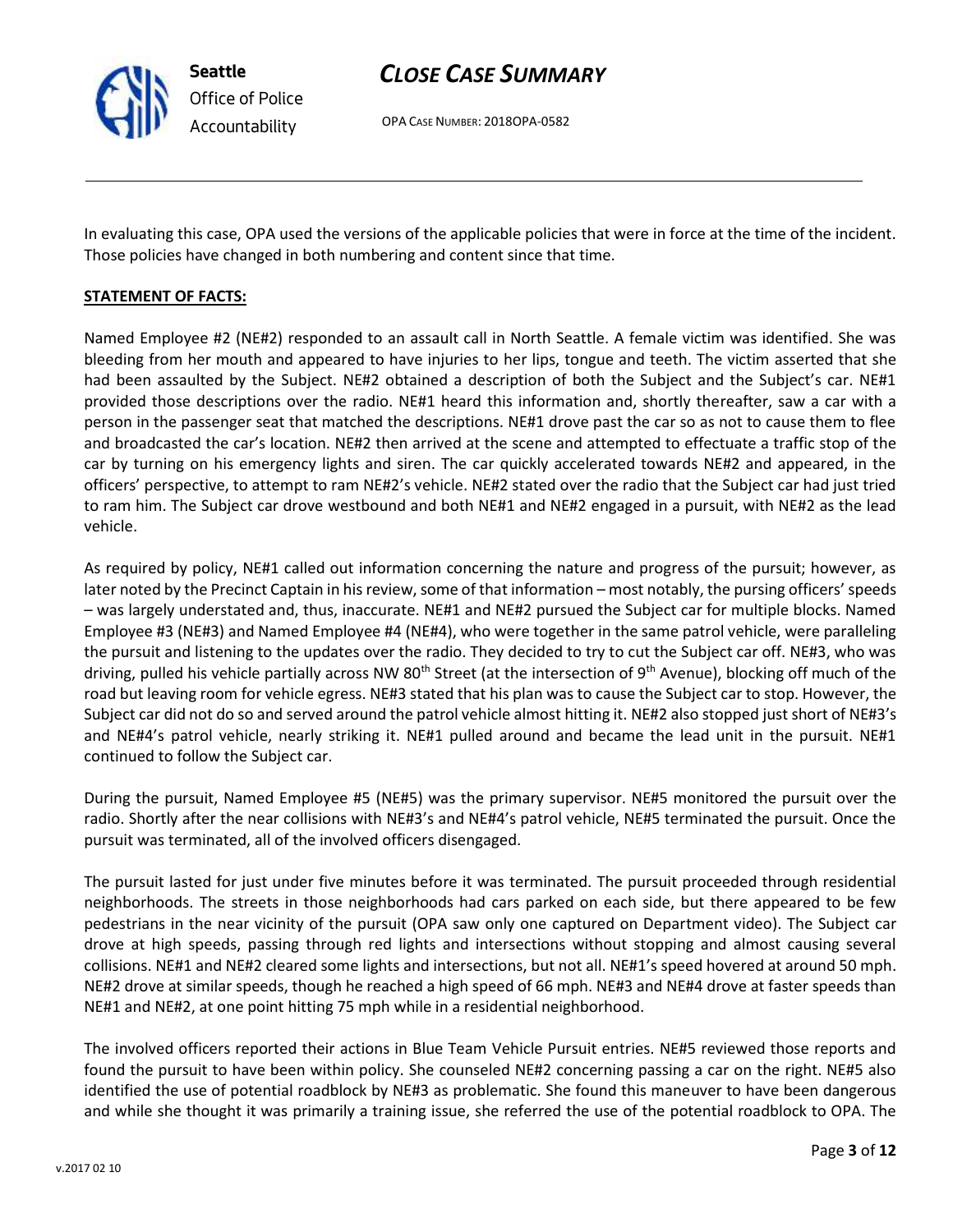In evaluating this case, OPA used the versions of the applicable policies that were in force at the time of the incident. Those policies have changed in both numbering and content since that time.

**STATEMENT OF FACTS:**

Named Employee #2 (NE#2) responded to an assault call in North Seattle. A female victim was identified. She was bleeding from her mouth and appeared to have injuries to her lips, tongue and teeth. The victim asserted that she had been assaulted by the Subject. NE#2 obtained a description of both the Subject and the Subject's car. NE#1 provided those descriptions over the radio. NE#1 heard this information and, shortly thereafter, saw a car with a person in the passenger seat that matched the descriptions. NE#1 drove past the car so as not to cause them to flee and broadcasted the car's location. NE#2 then arrived at the scene and attempted to effectuate a traffic stop of the car by turning on his emergency lights and siren. The car quickly accelerated towards NE#2 and appeared, in the officers' perspective, to attempt to ram NE#2's vehicle. NE#2 stated over the radio that the Subject car had just tried to ram him. The Subject car drove westbound and both NE#1 and NE#2 engaged in a pursuit, with NE#2 as the lead vehicle.

As required by policy, NE#1 called out information concerning the nature and progress of the pursuit; however, as later noted by the Precinct Captain in his review, some of that information – most notably, the pursing officers' speeds – was largely understated and, thus, inaccurate. NE#1 and NE#2 pursued the Subject car for multiple blocks. Named Employee #3 (NE#3) and Named Employee #4 (NE#4), who were together in the same patrol vehicle, were paralleling the pursuit and listening to the updates over the radio. They decided to try to cut the Subject car off. NE#3, who was driving, pulled his vehicle partially across NW 80th Street (at the intersection of 9th Avenue), blocking off much of the road but leaving room for vehicle egress. NE#3 stated that his plan was to cause the Subject car to stop. However, the Subject car did not do so and served around the patrol vehicle almost hitting it. NE#2 also stopped just short of NE#3's and NE#4's patrol vehicle, nearly striking it. NE#1 pulled around and became the lead unit in the pursuit. NE#1 continued to follow the Subject car.

During the pursuit, Named Employee #5 (NE#5) was the primary supervisor. NE#5 monitored the pursuit over the radio. Shortly after the near collisions with NE#3's and NE#4's patrol vehicle, NE#5 terminated the pursuit. Once the pursuit was terminated, all of the involved officers disengaged.

The pursuit lasted for just under five minutes before it was terminated. The pursuit proceeded through residential neighborhoods. The streets in those neighborhoods had cars parked on each side, but there appeared to be few pedestrians in the near vicinity of the pursuit (OPA saw only one captured on Department video). The Subject car drove at high speeds, passing through red lights and intersections without stopping and almost causing several collisions. NE#1 and NE#2 cleared some lights and intersections, but not all. NE#1's speed hovered at around 50 mph. NE#2 drove at similar speeds, though he reached a high speed of 66 mph. NE#3 and NE#4 drove at faster speeds than NE#1 and NE#2, at one point hitting 75 mph while in a residential neighborhood.

The involved officers reported their actions in Blue Team Vehicle Pursuit entries. NE#5 reviewed those reports and found the pursuit to have been within policy. She counseled NE#2 concerning passing a car on the right. NE#5 also identified the use of potential roadblock by NE#3 as problematic. She found this maneuver to have been dangerous and while she thought it was primarily a training issue, she referred the use of the potential roadblock to OPA. The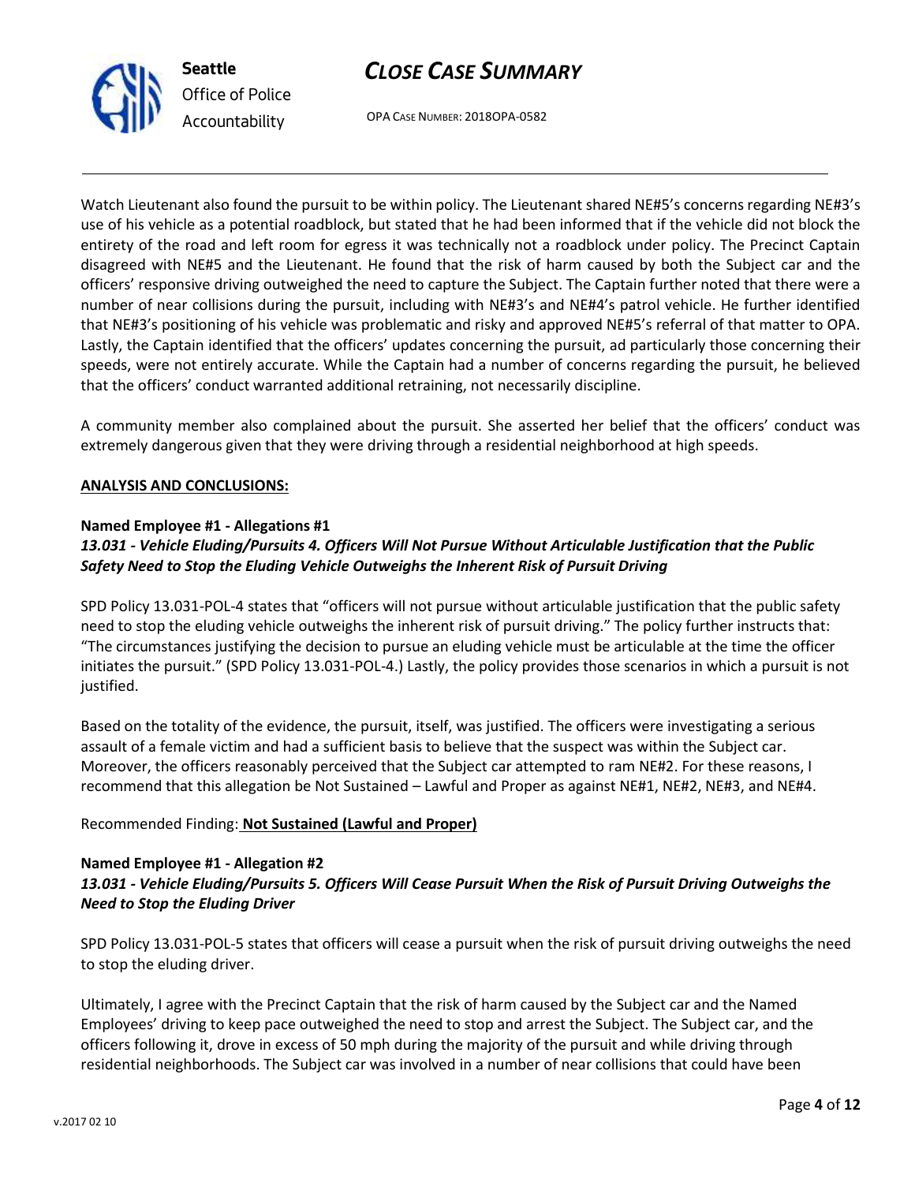Watch Lieutenant also found the pursuit to be within policy. The Lieutenant shared NE#5's concerns regarding NE#3's use of his vehicle as a potential roadblock, but stated that he had been informed that if the vehicle did not block the entirety of the road and left room for egress it was technically not a roadblock under policy. The Precinct Captain disagreed with NE#5 and the Lieutenant. He found that the risk of harm caused by both the Subject car and the officers' responsive driving outweighed the need to capture the Subject. The Captain further noted that there were a number of near collisions during the pursuit, including with NE#3's and NE#4's patrol vehicle. He further identified that NE#3's positioning of his vehicle was problematic and risky and approved NE#5's referral of that matter to OPA. Lastly, the Captain identified that the officers' updates concerning the pursuit, ad particularly those concerning their speeds, were not entirely accurate. While the Captain had a number of concerns regarding the pursuit, he believed that the officers' conduct warranted additional retraining, not necessarily discipline.

A community member also complained about the pursuit. She asserted her belief that the officers' conduct was extremely dangerous given that they were driving through a residential neighborhood at high speeds.

**ANALYSIS AND CONCLUSIONS:**

**Named Employee #1 - Allegations #1**
***13.031 - Vehicle Eluding/Pursuits 4. Officers Will Not Pursue Without Articulable Justification that the Public Safety Need to Stop the Eluding Vehicle Outweighs the Inherent Risk of Pursuit Driving***

SPD Policy 13.031-POL-4 states that "officers will not pursue without articulable justification that the public safety need to stop the eluding vehicle outweighs the inherent risk of pursuit driving." The policy further instructs that: "The circumstances justifying the decision to pursue an eluding vehicle must be articulable at the time the officer initiates the pursuit." (SPD Policy 13.031-POL-4.) Lastly, the policy provides those scenarios in which a pursuit is not justified.

Based on the totality of the evidence, the pursuit, itself, was justified. The officers were investigating a serious assault of a female victim and had a sufficient basis to believe that the suspect was within the Subject car. Moreover, the officers reasonably perceived that the Subject car attempted to ram NE#2. For these reasons, I recommend that this allegation be Not Sustained – Lawful and Proper as against NE#1, NE#2, NE#3, and NE#4.

Recommended Finding: **Not Sustained (Lawful and Proper)**

**Named Employee #1 - Allegation #2**
***13.031 - Vehicle Eluding/Pursuits 5. Officers Will Cease Pursuit When the Risk of Pursuit Driving Outweighs the Need to Stop the Eluding Driver***

SPD Policy 13.031-POL-5 states that officers will cease a pursuit when the risk of pursuit driving outweighs the need to stop the eluding driver.

Ultimately, I agree with the Precinct Captain that the risk of harm caused by the Subject car and the Named Employees' driving to keep pace outweighed the need to stop and arrest the Subject. The Subject car, and the officers following it, drove in excess of 50 mph during the majority of the pursuit and while driving through residential neighborhoods. The Subject car was involved in a number of near collisions that could have been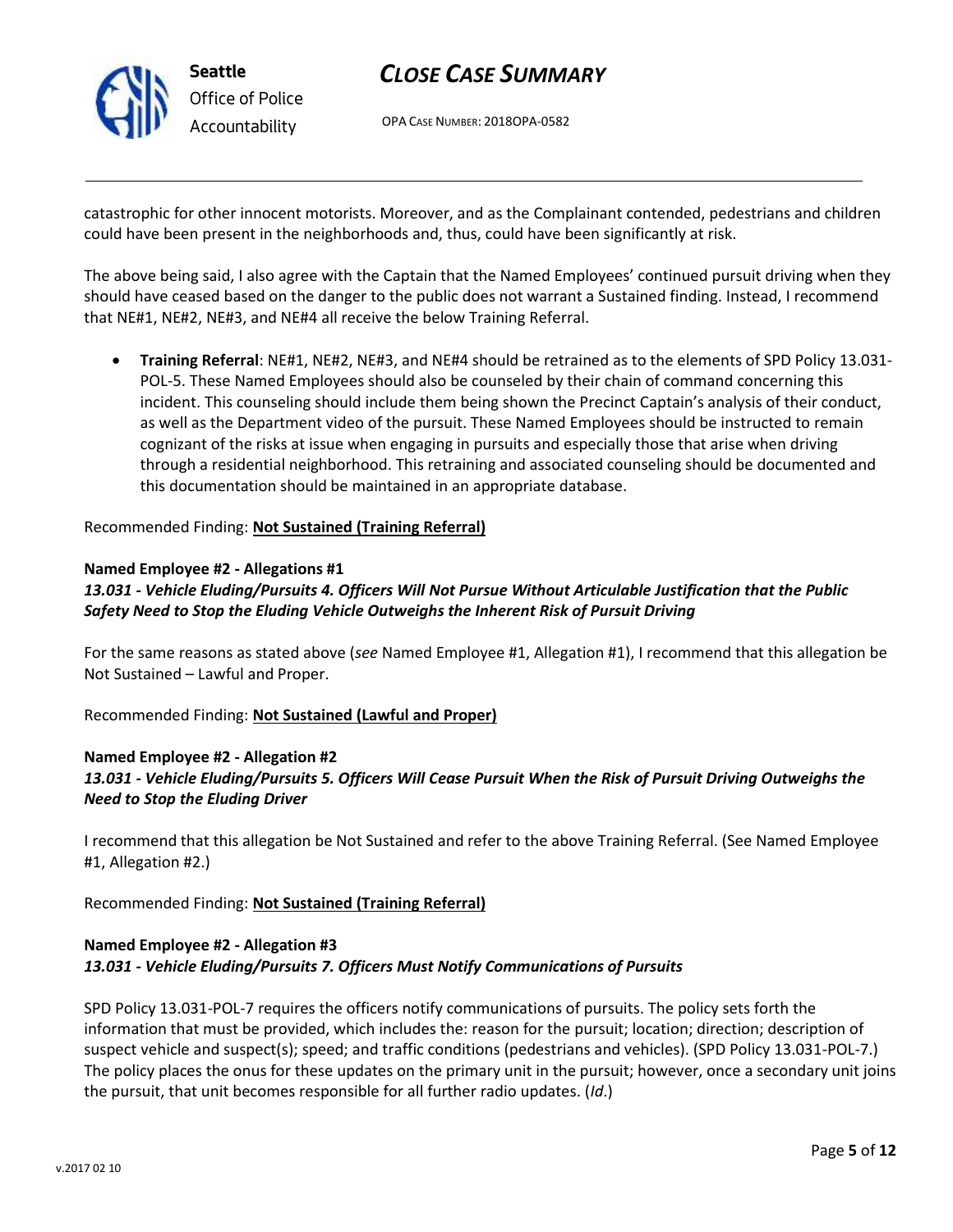catastrophic for other innocent motorists. Moreover, and as the Complainant contended, pedestrians and children could have been present in the neighborhoods and, thus, could have been significantly at risk.

The above being said, I also agree with the Captain that the Named Employees' continued pursuit driving when they should have ceased based on the danger to the public does not warrant a Sustained finding. Instead, I recommend that NE#1, NE#2, NE#3, and NE#4 all receive the below Training Referral.

- **Training Referral**: NE#1, NE#2, NE#3, and NE#4 should be retrained as to the elements of SPD Policy 13.031-POL-5. These Named Employees should also be counseled by their chain of command concerning this incident. This counseling should include them being shown the Precinct Captain's analysis of their conduct, as well as the Department video of the pursuit. These Named Employees should be instructed to remain cognizant of the risks at issue when engaging in pursuits and especially those that arise when driving through a residential neighborhood. This retraining and associated counseling should be documented and this documentation should be maintained in an appropriate database.

Recommended Finding: **Not Sustained (Training Referral)**

**Named Employee #2 - Allegations #1**
***13.031 - Vehicle Eluding/Pursuits 4. Officers Will Not Pursue Without Articulable Justification that the Public Safety Need to Stop the Eluding Vehicle Outweighs the Inherent Risk of Pursuit Driving***

For the same reasons as stated above (*see* Named Employee #1, Allegation #1), I recommend that this allegation be Not Sustained – Lawful and Proper.

Recommended Finding: **Not Sustained (Lawful and Proper)**

**Named Employee #2 - Allegation #2**
***13.031 - Vehicle Eluding/Pursuits 5. Officers Will Cease Pursuit When the Risk of Pursuit Driving Outweighs the Need to Stop the Eluding Driver***

I recommend that this allegation be Not Sustained and refer to the above Training Referral. (See Named Employee #1, Allegation #2.)

Recommended Finding: **Not Sustained (Training Referral)**

**Named Employee #2 - Allegation #3**
***13.031 - Vehicle Eluding/Pursuits 7. Officers Must Notify Communications of Pursuits***

SPD Policy 13.031-POL-7 requires the officers notify communications of pursuits. The policy sets forth the information that must be provided, which includes the: reason for the pursuit; location; direction; description of suspect vehicle and suspect(s); speed; and traffic conditions (pedestrians and vehicles). (SPD Policy 13.031-POL-7.) The policy places the onus for these updates on the primary unit in the pursuit; however, once a secondary unit joins the pursuit, that unit becomes responsible for all further radio updates. (*Id*.)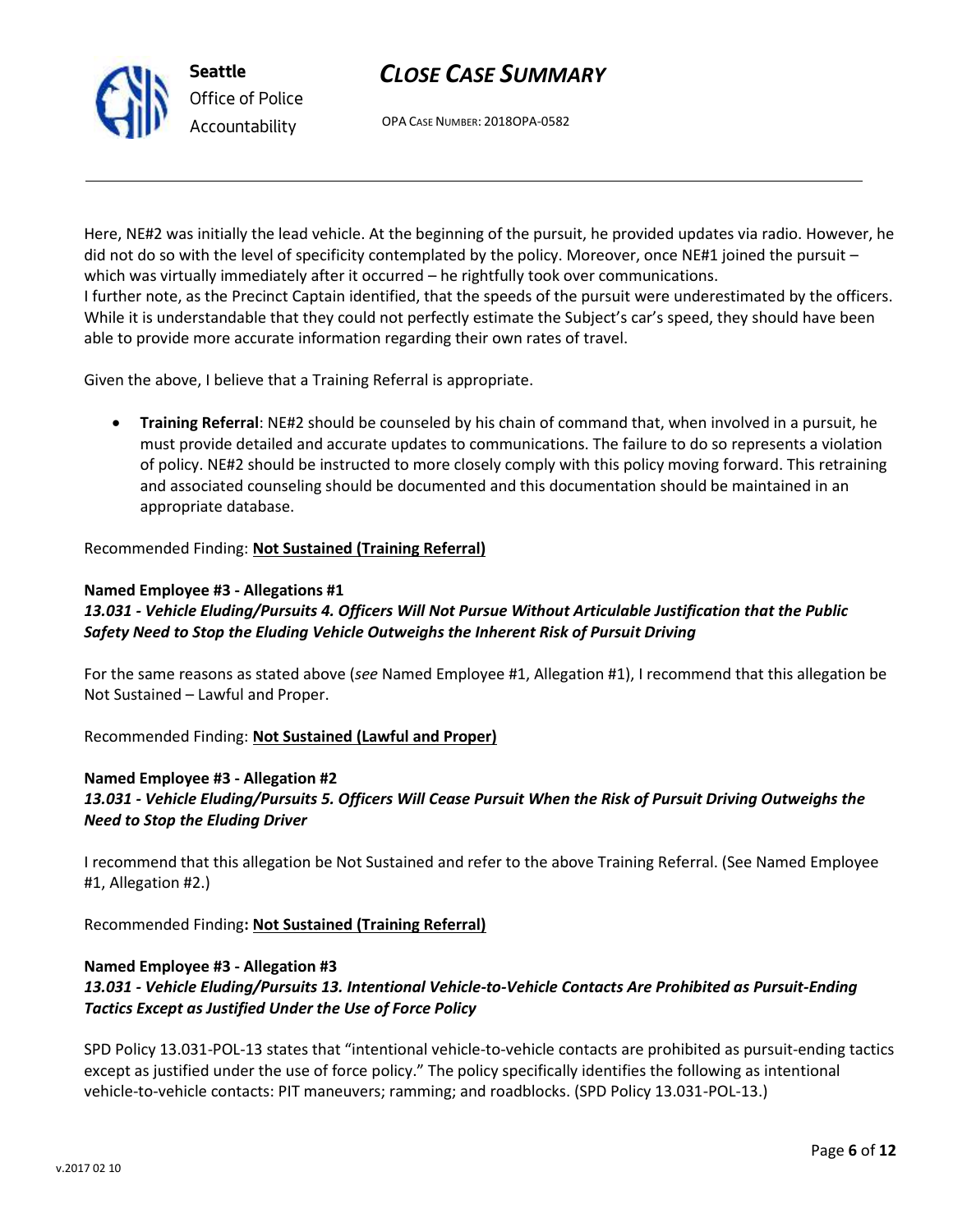Here, NE#2 was initially the lead vehicle. At the beginning of the pursuit, he provided updates via radio. However, he did not do so with the level of specificity contemplated by the policy. Moreover, once NE#1 joined the pursuit – which was virtually immediately after it occurred – he rightfully took over communications.
I further note, as the Precinct Captain identified, that the speeds of the pursuit were underestimated by the officers. While it is understandable that they could not perfectly estimate the Subject's car's speed, they should have been able to provide more accurate information regarding their own rates of travel.

Given the above, I believe that a Training Referral is appropriate.

- **Training Referral**: NE#2 should be counseled by his chain of command that, when involved in a pursuit, he must provide detailed and accurate updates to communications. The failure to do so represents a violation of policy. NE#2 should be instructed to more closely comply with this policy moving forward. This retraining and associated counseling should be documented and this documentation should be maintained in an appropriate database.

Recommended Finding: **Not Sustained (Training Referral)**

**Named Employee #3 - Allegations #1**
***13.031 - Vehicle Eluding/Pursuits 4. Officers Will Not Pursue Without Articulable Justification that the Public Safety Need to Stop the Eluding Vehicle Outweighs the Inherent Risk of Pursuit Driving***

For the same reasons as stated above (*see* Named Employee #1, Allegation #1), I recommend that this allegation be Not Sustained – Lawful and Proper.

Recommended Finding: **Not Sustained (Lawful and Proper)**

**Named Employee #3 - Allegation #2**
***13.031 - Vehicle Eluding/Pursuits 5. Officers Will Cease Pursuit When the Risk of Pursuit Driving Outweighs the Need to Stop the Eluding Driver***

I recommend that this allegation be Not Sustained and refer to the above Training Referral. (See Named Employee #1, Allegation #2.)

Recommended Finding**: Not Sustained (Training Referral)**

**Named Employee #3 - Allegation #3**
***13.031 - Vehicle Eluding/Pursuits 13. Intentional Vehicle-to-Vehicle Contacts Are Prohibited as Pursuit-Ending Tactics Except as Justified Under the Use of Force Policy***

SPD Policy 13.031-POL-13 states that "intentional vehicle-to-vehicle contacts are prohibited as pursuit-ending tactics except as justified under the use of force policy." The policy specifically identifies the following as intentional vehicle-to-vehicle contacts: PIT maneuvers; ramming; and roadblocks. (SPD Policy 13.031-POL-13.)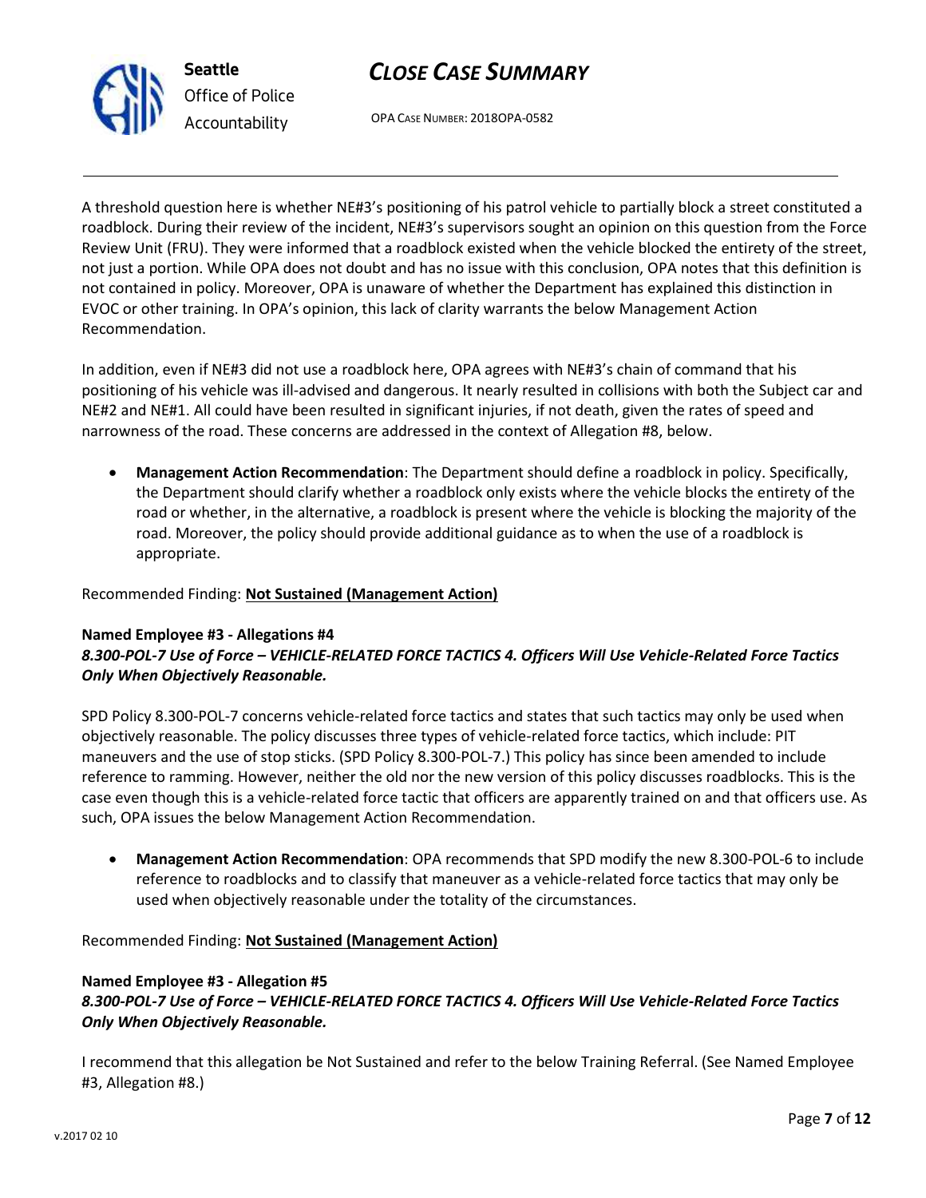A threshold question here is whether NE#3's positioning of his patrol vehicle to partially block a street constituted a roadblock. During their review of the incident, NE#3's supervisors sought an opinion on this question from the Force Review Unit (FRU). They were informed that a roadblock existed when the vehicle blocked the entirety of the street, not just a portion. While OPA does not doubt and has no issue with this conclusion, OPA notes that this definition is not contained in policy. Moreover, OPA is unaware of whether the Department has explained this distinction in EVOC or other training. In OPA's opinion, this lack of clarity warrants the below Management Action Recommendation.

In addition, even if NE#3 did not use a roadblock here, OPA agrees with NE#3's chain of command that his positioning of his vehicle was ill-advised and dangerous. It nearly resulted in collisions with both the Subject car and NE#2 and NE#1. All could have been resulted in significant injuries, if not death, given the rates of speed and narrowness of the road. These concerns are addressed in the context of Allegation #8, below.

- **Management Action Recommendation**: The Department should define a roadblock in policy. Specifically, the Department should clarify whether a roadblock only exists where the vehicle blocks the entirety of the road or whether, in the alternative, a roadblock is present where the vehicle is blocking the majority of the road. Moreover, the policy should provide additional guidance as to when the use of a roadblock is appropriate.

Recommended Finding: **Not Sustained (Management Action)**

**Named Employee #3 - Allegations #4**
***8.300-POL-7 Use of Force – VEHICLE-RELATED FORCE TACTICS 4. Officers Will Use Vehicle-Related Force Tactics Only When Objectively Reasonable.***

SPD Policy 8.300-POL-7 concerns vehicle-related force tactics and states that such tactics may only be used when objectively reasonable. The policy discusses three types of vehicle-related force tactics, which include: PIT maneuvers and the use of stop sticks. (SPD Policy 8.300-POL-7.) This policy has since been amended to include reference to ramming. However, neither the old nor the new version of this policy discusses roadblocks. This is the case even though this is a vehicle-related force tactic that officers are apparently trained on and that officers use. As such, OPA issues the below Management Action Recommendation.

- **Management Action Recommendation**: OPA recommends that SPD modify the new 8.300-POL-6 to include reference to roadblocks and to classify that maneuver as a vehicle-related force tactics that may only be used when objectively reasonable under the totality of the circumstances.

Recommended Finding: **Not Sustained (Management Action)**

**Named Employee #3 - Allegation #5**
***8.300-POL-7 Use of Force – VEHICLE-RELATED FORCE TACTICS 4. Officers Will Use Vehicle-Related Force Tactics Only When Objectively Reasonable.***

I recommend that this allegation be Not Sustained and refer to the below Training Referral. (See Named Employee #3, Allegation #8.)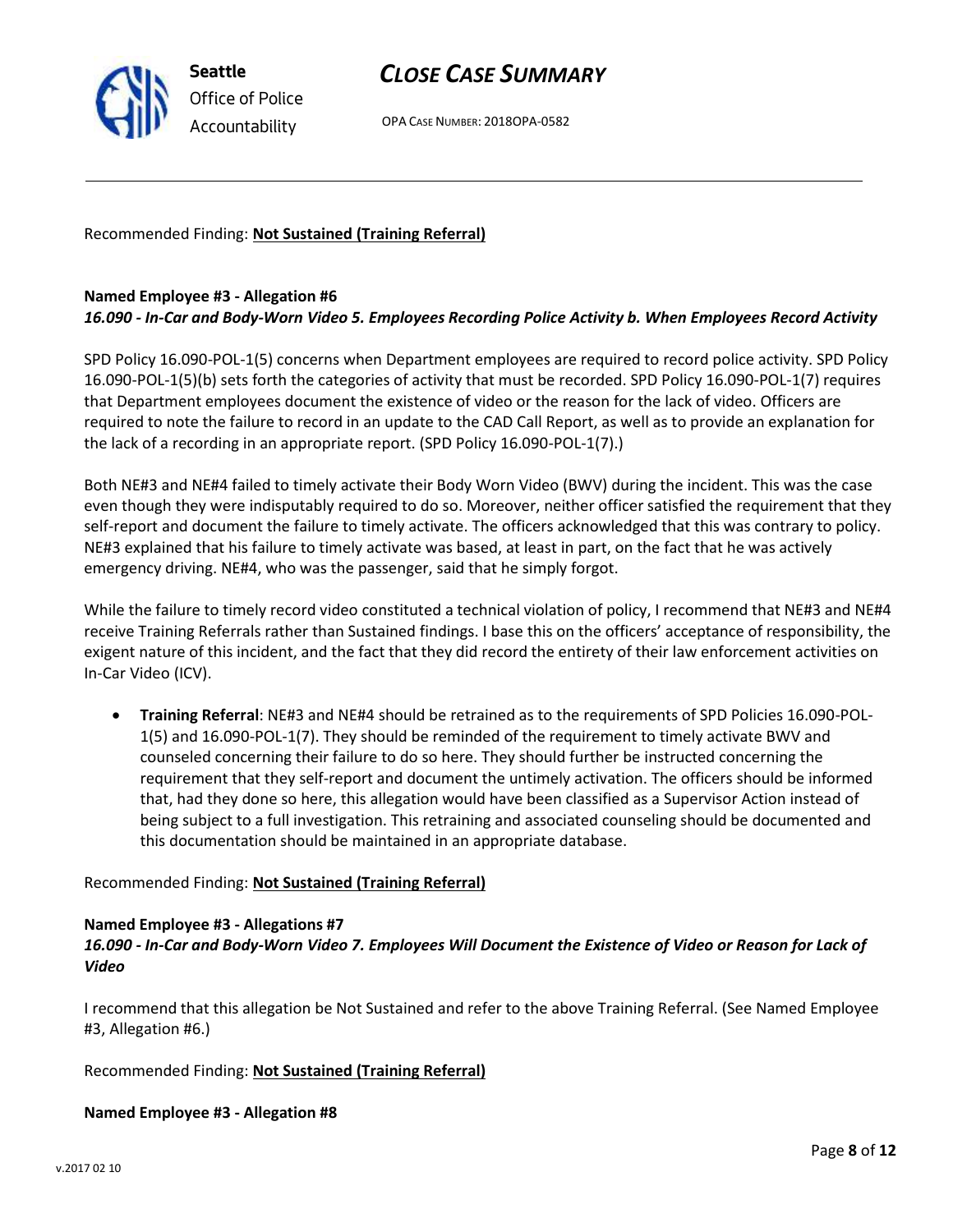Recommended Finding: **Not Sustained (Training Referral)**

**Named Employee #3 - Allegation #6**
***16.090 - In-Car and Body-Worn Video 5. Employees Recording Police Activity b. When Employees Record Activity***

SPD Policy 16.090-POL-1(5) concerns when Department employees are required to record police activity. SPD Policy 16.090-POL-1(5)(b) sets forth the categories of activity that must be recorded. SPD Policy 16.090-POL-1(7) requires that Department employees document the existence of video or the reason for the lack of video. Officers are required to note the failure to record in an update to the CAD Call Report, as well as to provide an explanation for the lack of a recording in an appropriate report. (SPD Policy 16.090-POL-1(7).)

Both NE#3 and NE#4 failed to timely activate their Body Worn Video (BWV) during the incident. This was the case even though they were indisputably required to do so. Moreover, neither officer satisfied the requirement that they self-report and document the failure to timely activate. The officers acknowledged that this was contrary to policy. NE#3 explained that his failure to timely activate was based, at least in part, on the fact that he was actively emergency driving. NE#4, who was the passenger, said that he simply forgot.

While the failure to timely record video constituted a technical violation of policy, I recommend that NE#3 and NE#4 receive Training Referrals rather than Sustained findings. I base this on the officers' acceptance of responsibility, the exigent nature of this incident, and the fact that they did record the entirety of their law enforcement activities on In-Car Video (ICV).

- **Training Referral**: NE#3 and NE#4 should be retrained as to the requirements of SPD Policies 16.090-POL-1(5) and 16.090-POL-1(7). They should be reminded of the requirement to timely activate BWV and counseled concerning their failure to do so here. They should further be instructed concerning the requirement that they self-report and document the untimely activation. The officers should be informed that, had they done so here, this allegation would have been classified as a Supervisor Action instead of being subject to a full investigation. This retraining and associated counseling should be documented and this documentation should be maintained in an appropriate database.

Recommended Finding: **Not Sustained (Training Referral)**

**Named Employee #3 - Allegations #7**
***16.090 - In-Car and Body-Worn Video 7. Employees Will Document the Existence of Video or Reason for Lack of Video***

I recommend that this allegation be Not Sustained and refer to the above Training Referral. (See Named Employee #3, Allegation #6.)

Recommended Finding: **Not Sustained (Training Referral)**

**Named Employee #3 - Allegation #8**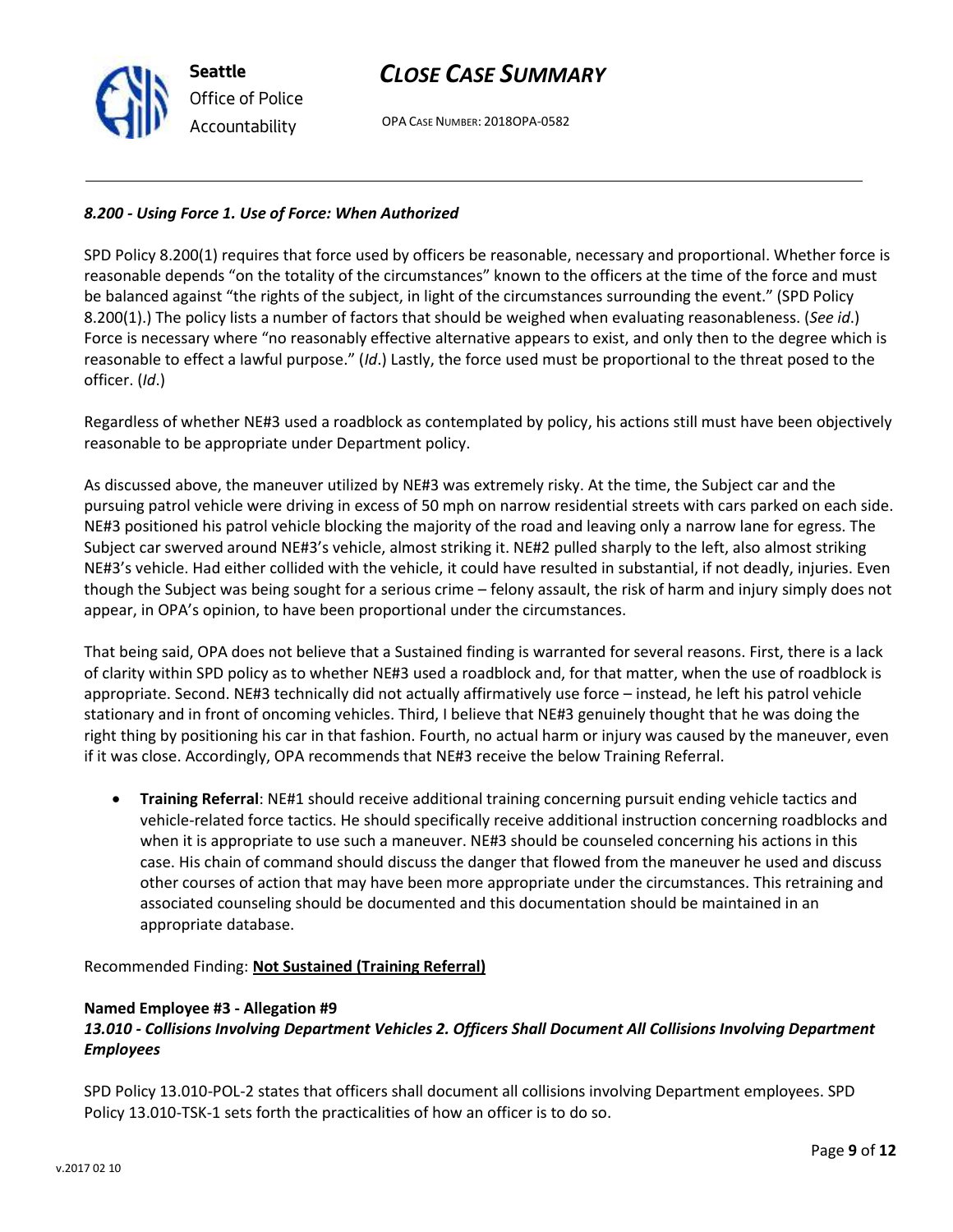*8.200 - Using Force 1. Use of Force: When Authorized*

SPD Policy 8.200(1) requires that force used by officers be reasonable, necessary and proportional. Whether force is reasonable depends "on the totality of the circumstances" known to the officers at the time of the force and must be balanced against "the rights of the subject, in light of the circumstances surrounding the event." (SPD Policy 8.200(1).) The policy lists a number of factors that should be weighed when evaluating reasonableness. (*See id*.) Force is necessary where "no reasonably effective alternative appears to exist, and only then to the degree which is reasonable to effect a lawful purpose." (*Id*.) Lastly, the force used must be proportional to the threat posed to the officer. (*Id*.)

Regardless of whether NE#3 used a roadblock as contemplated by policy, his actions still must have been objectively reasonable to be appropriate under Department policy.

As discussed above, the maneuver utilized by NE#3 was extremely risky. At the time, the Subject car and the pursuing patrol vehicle were driving in excess of 50 mph on narrow residential streets with cars parked on each side. NE#3 positioned his patrol vehicle blocking the majority of the road and leaving only a narrow lane for egress. The Subject car swerved around NE#3's vehicle, almost striking it. NE#2 pulled sharply to the left, also almost striking NE#3's vehicle. Had either collided with the vehicle, it could have resulted in substantial, if not deadly, injuries. Even though the Subject was being sought for a serious crime – felony assault, the risk of harm and injury simply does not appear, in OPA's opinion, to have been proportional under the circumstances.

That being said, OPA does not believe that a Sustained finding is warranted for several reasons. First, there is a lack of clarity within SPD policy as to whether NE#3 used a roadblock and, for that matter, when the use of roadblock is appropriate. Second. NE#3 technically did not actually affirmatively use force – instead, he left his patrol vehicle stationary and in front of oncoming vehicles. Third, I believe that NE#3 genuinely thought that he was doing the right thing by positioning his car in that fashion. Fourth, no actual harm or injury was caused by the maneuver, even if it was close. Accordingly, OPA recommends that NE#3 receive the below Training Referral.

- **Training Referral**: NE#1 should receive additional training concerning pursuit ending vehicle tactics and vehicle-related force tactics. He should specifically receive additional instruction concerning roadblocks and when it is appropriate to use such a maneuver. NE#3 should be counseled concerning his actions in this case. His chain of command should discuss the danger that flowed from the maneuver he used and discuss other courses of action that may have been more appropriate under the circumstances. This retraining and associated counseling should be documented and this documentation should be maintained in an appropriate database.

Recommended Finding: **Not Sustained (Training Referral)**

**Named Employee #3 - Allegation #9**
***13.010 - Collisions Involving Department Vehicles 2. Officers Shall Document All Collisions Involving Department Employees***

SPD Policy 13.010-POL-2 states that officers shall document all collisions involving Department employees. SPD Policy 13.010-TSK-1 sets forth the practicalities of how an officer is to do so.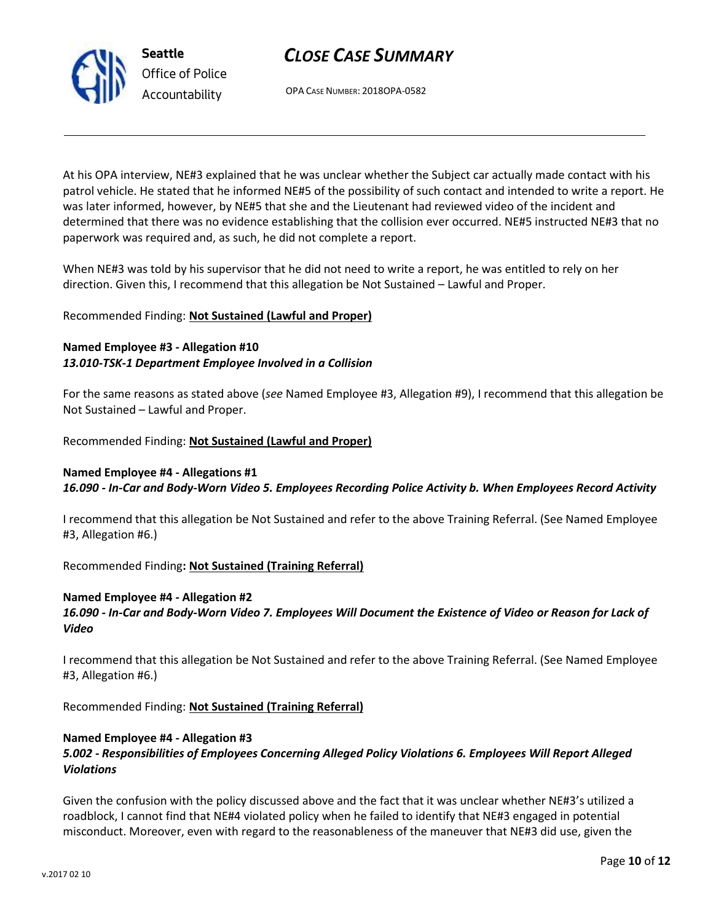At his OPA interview, NE#3 explained that he was unclear whether the Subject car actually made contact with his patrol vehicle. He stated that he informed NE#5 of the possibility of such contact and intended to write a report. He was later informed, however, by NE#5 that she and the Lieutenant had reviewed video of the incident and determined that there was no evidence establishing that the collision ever occurred. NE#5 instructed NE#3 that no paperwork was required and, as such, he did not complete a report.

When NE#3 was told by his supervisor that he did not need to write a report, he was entitled to rely on her direction. Given this, I recommend that this allegation be Not Sustained – Lawful and Proper.

Recommended Finding: **Not Sustained (Lawful and Proper)**

**Named Employee #3 - Allegation #10**
***13.010-TSK-1 Department Employee Involved in a Collision***

For the same reasons as stated above (*see* Named Employee #3, Allegation #9), I recommend that this allegation be Not Sustained – Lawful and Proper.

Recommended Finding: **Not Sustained (Lawful and Proper)**

**Named Employee #4 - Allegations #1**
***16.090 - In-Car and Body-Worn Video 5. Employees Recording Police Activity b. When Employees Record Activity***

I recommend that this allegation be Not Sustained and refer to the above Training Referral. (See Named Employee #3, Allegation #6.)

Recommended Finding**: Not Sustained (Training Referral)**

**Named Employee #4 - Allegation #2**
***16.090 - In-Car and Body-Worn Video 7. Employees Will Document the Existence of Video or Reason for Lack of Video***

I recommend that this allegation be Not Sustained and refer to the above Training Referral. (See Named Employee #3, Allegation #6.)

Recommended Finding: **Not Sustained (Training Referral)**

**Named Employee #4 - Allegation #3**
***5.002 - Responsibilities of Employees Concerning Alleged Policy Violations 6. Employees Will Report Alleged Violations***

Given the confusion with the policy discussed above and the fact that it was unclear whether NE#3's utilized a roadblock, I cannot find that NE#4 violated policy when he failed to identify that NE#3 engaged in potential misconduct. Moreover, even with regard to the reasonableness of the maneuver that NE#3 did use, given the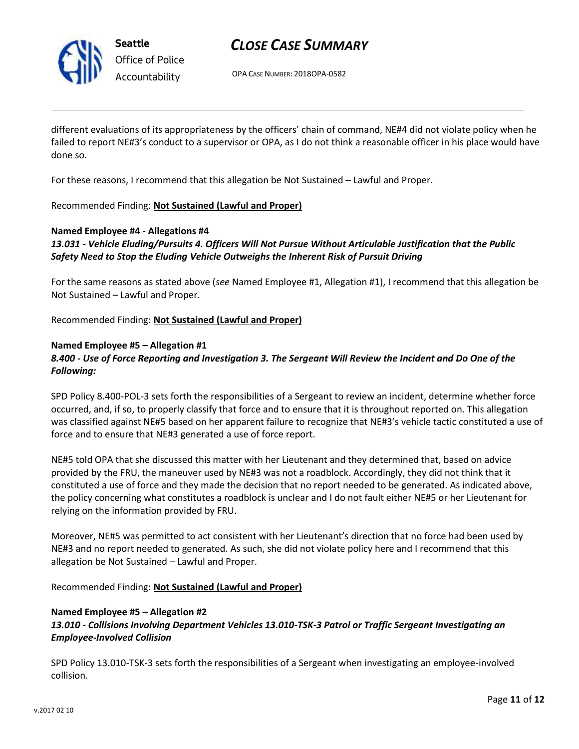different evaluations of its appropriateness by the officers' chain of command, NE#4 did not violate policy when he failed to report NE#3's conduct to a supervisor or OPA, as I do not think a reasonable officer in his place would have done so.

For these reasons, I recommend that this allegation be Not Sustained – Lawful and Proper.

Recommended Finding: **Not Sustained (Lawful and Proper)**

**Named Employee #4 - Allegations #4**
***13.031 - Vehicle Eluding/Pursuits 4. Officers Will Not Pursue Without Articulable Justification that the Public Safety Need to Stop the Eluding Vehicle Outweighs the Inherent Risk of Pursuit Driving***

For the same reasons as stated above (*see* Named Employee #1, Allegation #1), I recommend that this allegation be Not Sustained – Lawful and Proper.

Recommended Finding: **Not Sustained (Lawful and Proper)**

**Named Employee #5 – Allegation #1**
***8.400 - Use of Force Reporting and Investigation 3. The Sergeant Will Review the Incident and Do One of the Following:***

SPD Policy 8.400-POL-3 sets forth the responsibilities of a Sergeant to review an incident, determine whether force occurred, and, if so, to properly classify that force and to ensure that it is throughout reported on. This allegation was classified against NE#5 based on her apparent failure to recognize that NE#3's vehicle tactic constituted a use of force and to ensure that NE#3 generated a use of force report.

NE#5 told OPA that she discussed this matter with her Lieutenant and they determined that, based on advice provided by the FRU, the maneuver used by NE#3 was not a roadblock. Accordingly, they did not think that it constituted a use of force and they made the decision that no report needed to be generated. As indicated above, the policy concerning what constitutes a roadblock is unclear and I do not fault either NE#5 or her Lieutenant for relying on the information provided by FRU.

Moreover, NE#5 was permitted to act consistent with her Lieutenant's direction that no force had been used by NE#3 and no report needed to generated. As such, she did not violate policy here and I recommend that this allegation be Not Sustained – Lawful and Proper.

Recommended Finding: **Not Sustained (Lawful and Proper)**

**Named Employee #5 – Allegation #2**
***13.010 - Collisions Involving Department Vehicles 13.010-TSK-3 Patrol or Traffic Sergeant Investigating an Employee-Involved Collision***

SPD Policy 13.010-TSK-3 sets forth the responsibilities of a Sergeant when investigating an employee-involved collision.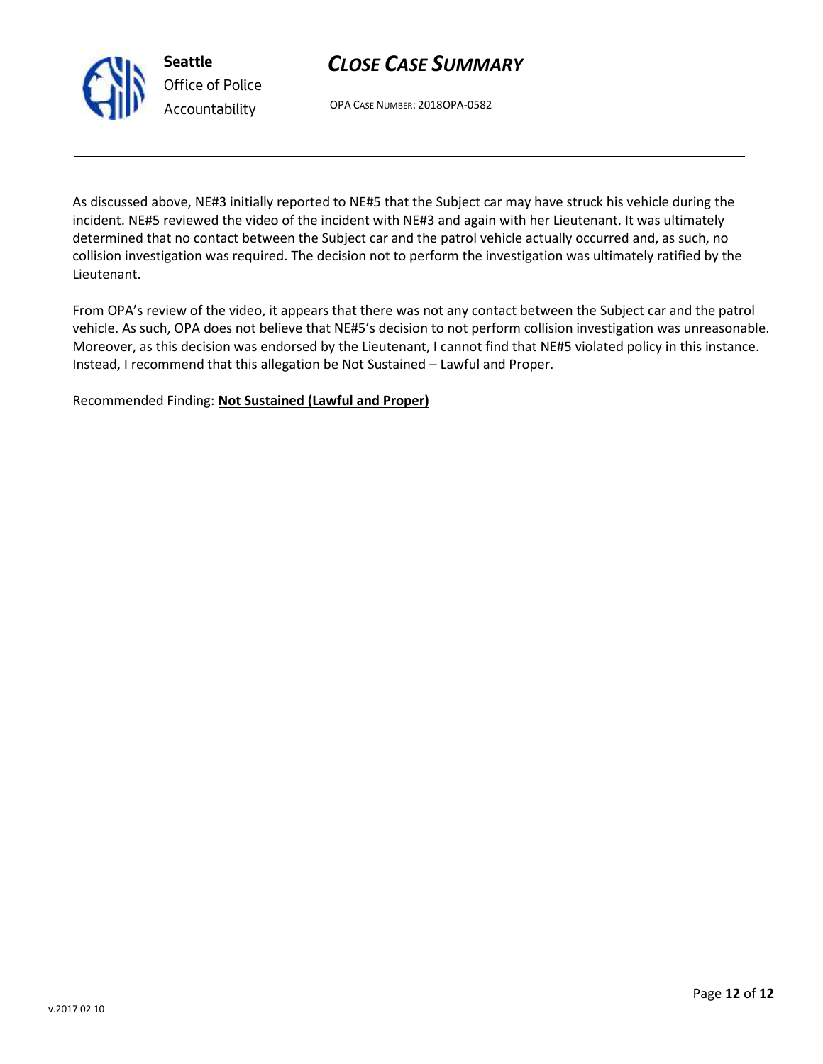As discussed above, NE#3 initially reported to NE#5 that the Subject car may have struck his vehicle during the incident. NE#5 reviewed the video of the incident with NE#3 and again with her Lieutenant. It was ultimately determined that no contact between the Subject car and the patrol vehicle actually occurred and, as such, no collision investigation was required. The decision not to perform the investigation was ultimately ratified by the Lieutenant.

From OPA's review of the video, it appears that there was not any contact between the Subject car and the patrol vehicle. As such, OPA does not believe that NE#5's decision to not perform collision investigation was unreasonable. Moreover, as this decision was endorsed by the Lieutenant, I cannot find that NE#5 violated policy in this instance. Instead, I recommend that this allegation be Not Sustained – Lawful and Proper.

Recommended Finding: **Not Sustained (Lawful and Proper)**